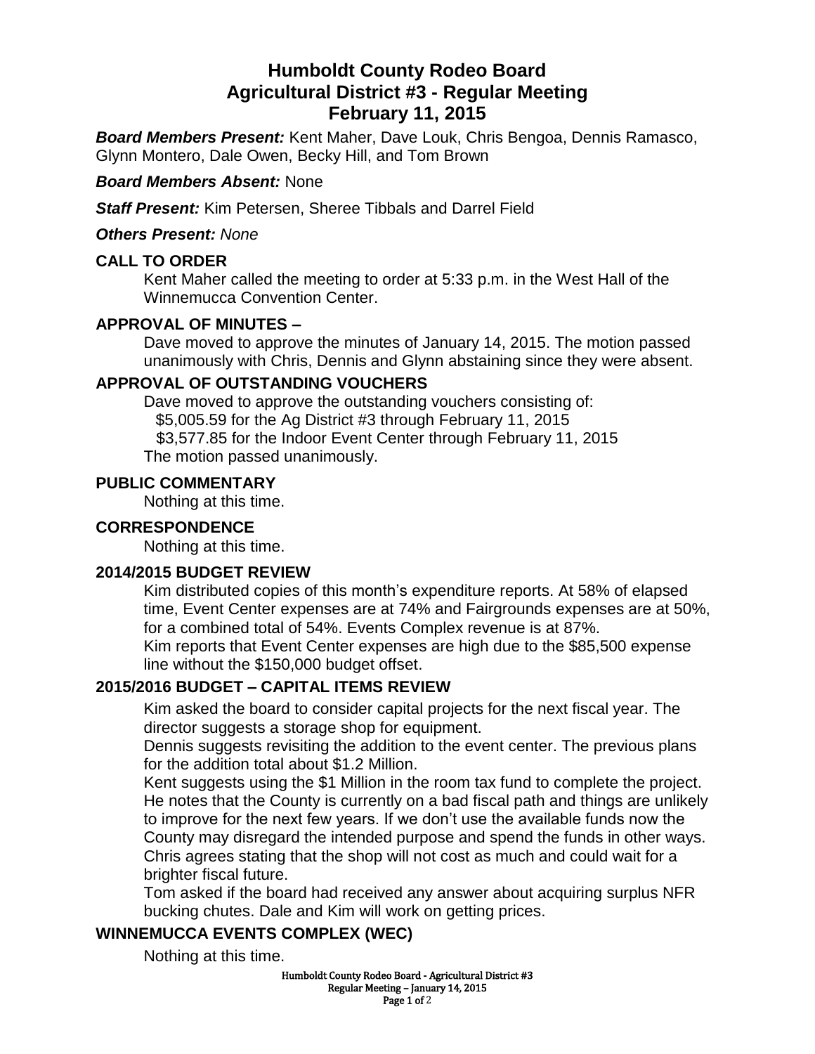# Humboldt County Rodeo Board
# Agricultural District #3 - Regular Meeting
# February 11, 2015

***Board Members Present:*** Kent Maher, Dave Louk, Chris Bengoa, Dennis Ramasco, Glynn Montero, Dale Owen, Becky Hill, and Tom Brown

***Board Members Absent:*** None

***Staff Present:*** Kim Petersen, Sheree Tibbals and Darrel Field

***Others Present:*** *None*

## CALL TO ORDER

Kent Maher called the meeting to order at 5:33 p.m. in the West Hall of the Winnemucca Convention Center.

## APPROVAL OF MINUTES –

Dave moved to approve the minutes of January 14, 2015. The motion passed unanimously with Chris, Dennis and Glynn abstaining since they were absent.

## APPROVAL OF OUTSTANDING VOUCHERS

Dave moved to approve the outstanding vouchers consisting of:

$5,005.59 for the Ag District #3 through February 11, 2015
$3,577.85 for the Indoor Event Center through February 11, 2015

The motion passed unanimously.

## PUBLIC COMMENTARY

Nothing at this time.

## CORRESPONDENCE

Nothing at this time.

## 2014/2015 BUDGET REVIEW

Kim distributed copies of this month's expenditure reports. At 58% of elapsed time, Event Center expenses are at 74% and Fairgrounds expenses are at 50%, for a combined total of 54%. Events Complex revenue is at 87%.

Kim reports that Event Center expenses are high due to the $85,500 expense line without the $150,000 budget offset.

## 2015/2016 BUDGET – CAPITAL ITEMS REVIEW

Kim asked the board to consider capital projects for the next fiscal year. The director suggests a storage shop for equipment.

Dennis suggests revisiting the addition to the event center. The previous plans for the addition total about $1.2 Million.

Kent suggests using the $1 Million in the room tax fund to complete the project. He notes that the County is currently on a bad fiscal path and things are unlikely to improve for the next few years. If we don't use the available funds now the County may disregard the intended purpose and spend the funds in other ways.

Chris agrees stating that the shop will not cost as much and could wait for a brighter fiscal future.

Tom asked if the board had received any answer about acquiring surplus NFR bucking chutes. Dale and Kim will work on getting prices.

## WINNEMUCCA EVENTS COMPLEX (WEC)

Nothing at this time.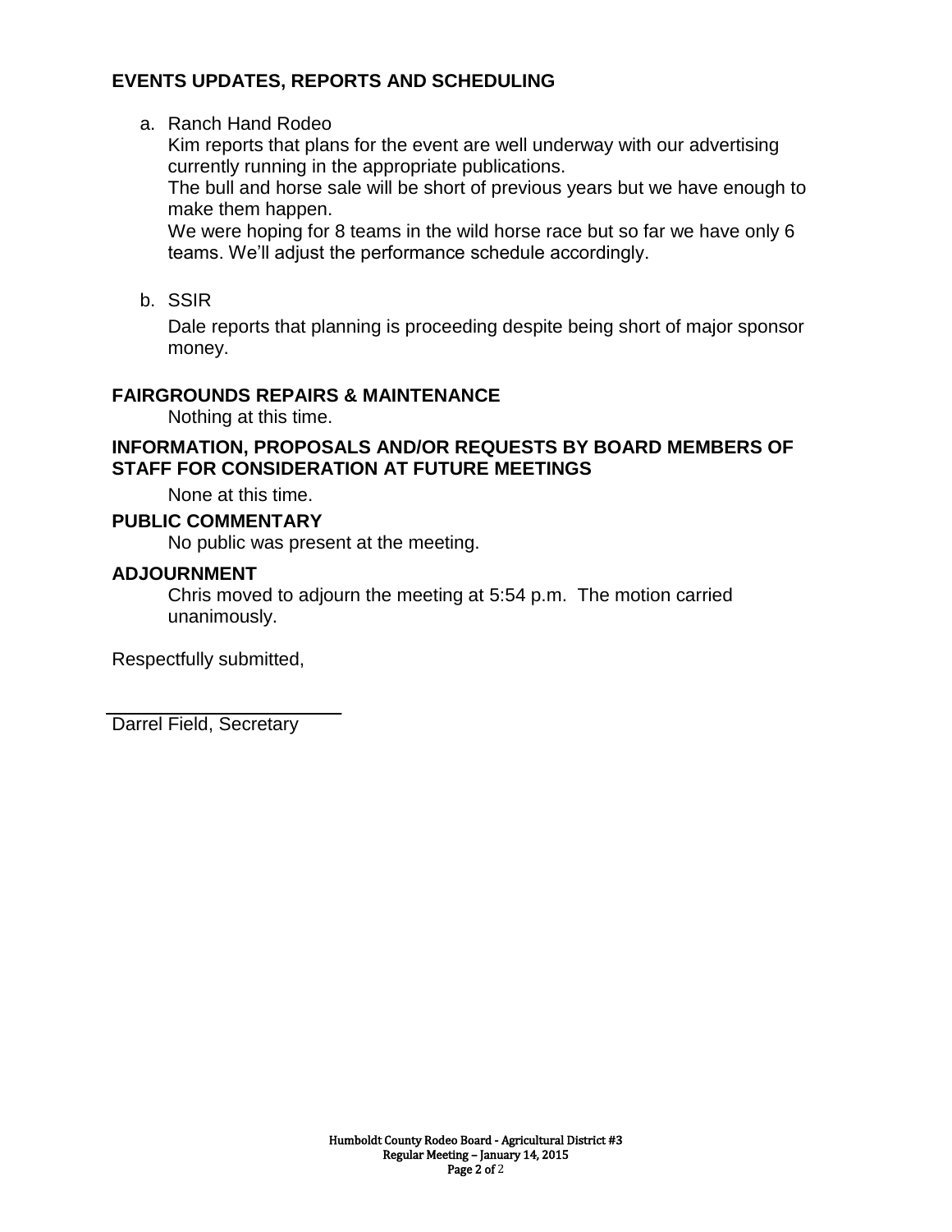## EVENTS UPDATES, REPORTS AND SCHEDULING

a. Ranch Hand Rodeo

   Kim reports that plans for the event are well underway with our advertising currently running in the appropriate publications.

   The bull and horse sale will be short of previous years but we have enough to make them happen.

   We were hoping for 8 teams in the wild horse race but so far we have only 6 teams. We'll adjust the performance schedule accordingly.

b. SSIR

   Dale reports that planning is proceeding despite being short of major sponsor money.

## FAIRGROUNDS REPAIRS & MAINTENANCE

Nothing at this time.

## INFORMATION, PROPOSALS AND/OR REQUESTS BY BOARD MEMBERS OF STAFF FOR CONSIDERATION AT FUTURE MEETINGS

None at this time.

## PUBLIC COMMENTARY

No public was present at the meeting.

## ADJOURNMENT

Chris moved to adjourn the meeting at 5:54 p.m. The motion carried unanimously.

Respectfully submitted,

Darrel Field, Secretary